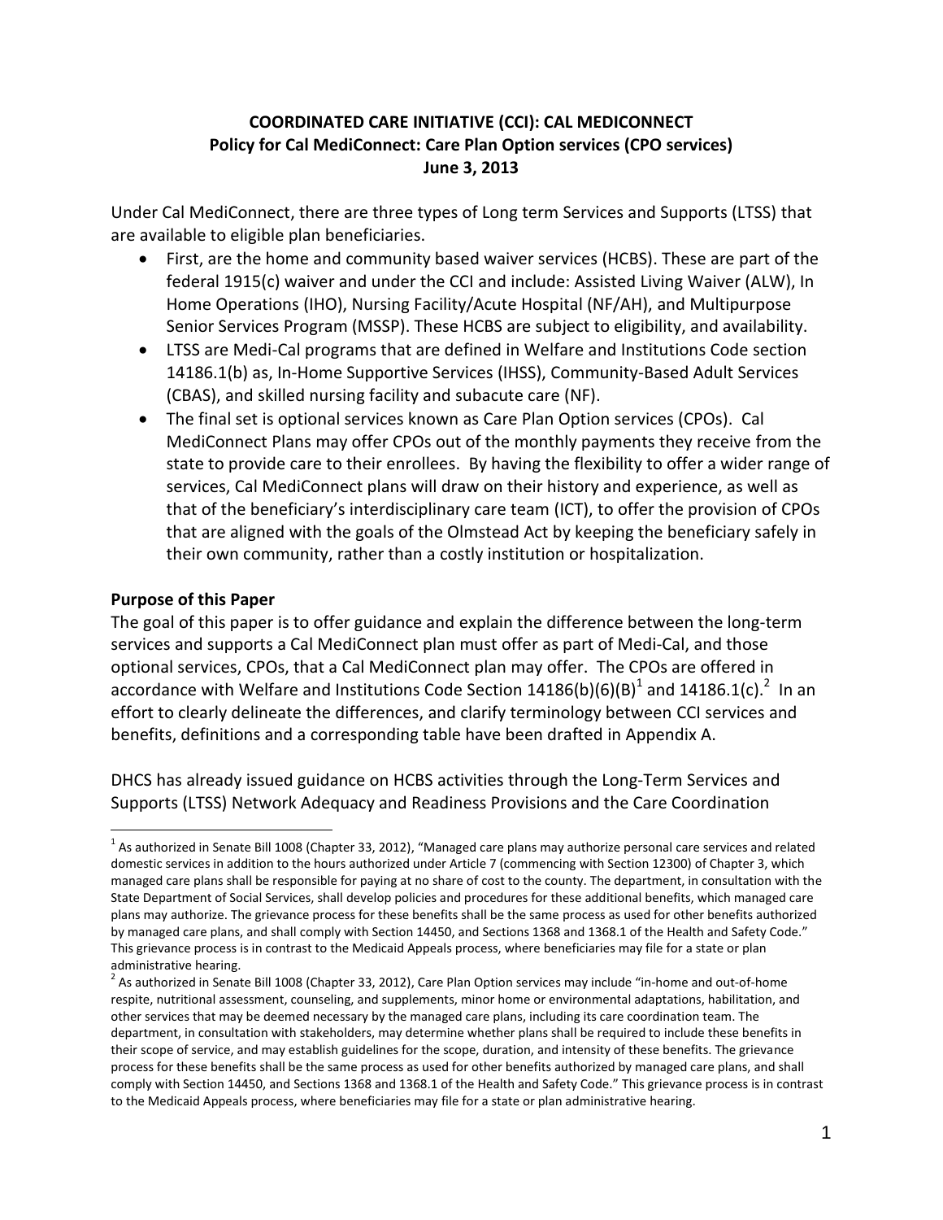**COORDINATED CARE INITIATIVE (CCI): CAL MEDICONNECT**
**Policy for Cal MediConnect: Care Plan Option services (CPO services)**
**June 3, 2013**

Under Cal MediConnect, there are three types of Long term Services and Supports (LTSS) that are available to eligible plan beneficiaries.

- First, are the home and community based waiver services (HCBS). These are part of the federal 1915(c) waiver and under the CCI and include: Assisted Living Waiver (ALW), In Home Operations (IHO), Nursing Facility/Acute Hospital (NF/AH), and Multipurpose Senior Services Program (MSSP). These HCBS are subject to eligibility, and availability.
- LTSS are Medi-Cal programs that are defined in Welfare and Institutions Code section 14186.1(b) as, In-Home Supportive Services (IHSS), Community-Based Adult Services (CBAS), and skilled nursing facility and subacute care (NF).
- The final set is optional services known as Care Plan Option services (CPOs). Cal MediConnect Plans may offer CPOs out of the monthly payments they receive from the state to provide care to their enrollees. By having the flexibility to offer a wider range of services, Cal MediConnect plans will draw on their history and experience, as well as that of the beneficiary's interdisciplinary care team (ICT), to offer the provision of CPOs that are aligned with the goals of the Olmstead Act by keeping the beneficiary safely in their own community, rather than a costly institution or hospitalization.

**Purpose of this Paper**

The goal of this paper is to offer guidance and explain the difference between the long-term services and supports a Cal MediConnect plan must offer as part of Medi-Cal, and those optional services, CPOs, that a Cal MediConnect plan may offer. The CPOs are offered in accordance with Welfare and Institutions Code Section 14186(b)(6)(B)[1] and 14186.1(c).[2] In an effort to clearly delineate the differences, and clarify terminology between CCI services and benefits, definitions and a corresponding table have been drafted in Appendix A.

DHCS has already issued guidance on HCBS activities through the Long-Term Services and Supports (LTSS) Network Adequacy and Readiness Provisions and the Care Coordination

---

[1] As authorized in Senate Bill 1008 (Chapter 33, 2012), "Managed care plans may authorize personal care services and related domestic services in addition to the hours authorized under Article 7 (commencing with Section 12300) of Chapter 3, which managed care plans shall be responsible for paying at no share of cost to the county. The department, in consultation with the State Department of Social Services, shall develop policies and procedures for these additional benefits, which managed care plans may authorize. The grievance process for these benefits shall be the same process as used for other benefits authorized by managed care plans, and shall comply with Section 14450, and Sections 1368 and 1368.1 of the Health and Safety Code." This grievance process is in contrast to the Medicaid Appeals process, where beneficiaries may file for a state or plan administrative hearing.

[2] As authorized in Senate Bill 1008 (Chapter 33, 2012), Care Plan Option services may include "in-home and out-of-home respite, nutritional assessment, counseling, and supplements, minor home or environmental adaptations, habilitation, and other services that may be deemed necessary by the managed care plans, including its care coordination team. The department, in consultation with stakeholders, may determine whether plans shall be required to include these benefits in their scope of service, and may establish guidelines for the scope, duration, and intensity of these benefits. The grievance process for these benefits shall be the same process as used for other benefits authorized by managed care plans, and shall comply with Section 14450, and Sections 1368 and 1368.1 of the Health and Safety Code." This grievance process is in contrast to the Medicaid Appeals process, where beneficiaries may file for a state or plan administrative hearing.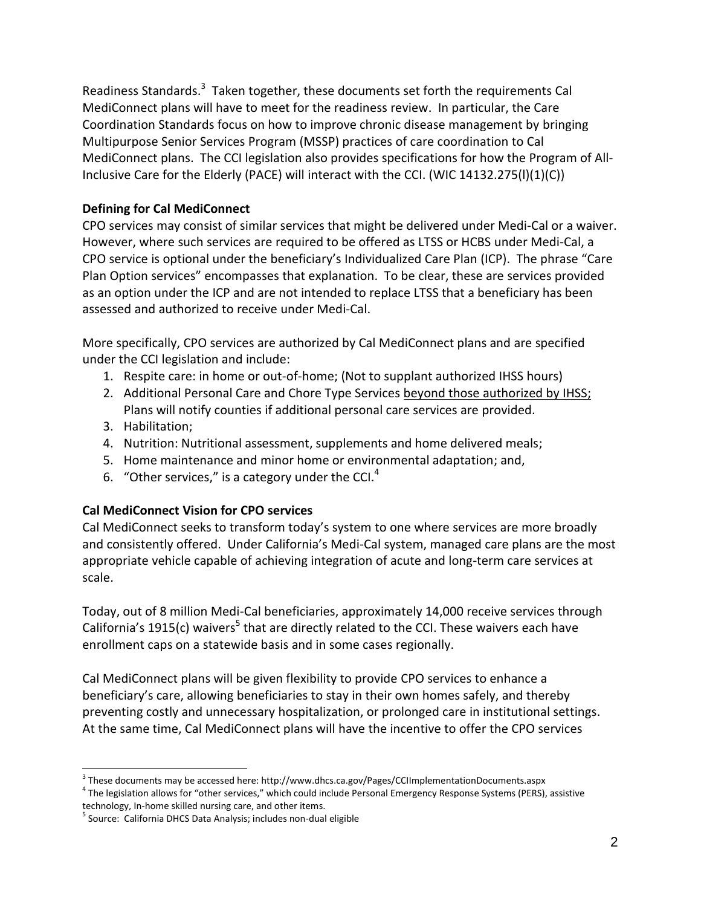Readiness Standards.[3] Taken together, these documents set forth the requirements Cal MediConnect plans will have to meet for the readiness review. In particular, the Care Coordination Standards focus on how to improve chronic disease management by bringing Multipurpose Senior Services Program (MSSP) practices of care coordination to Cal MediConnect plans. The CCI legislation also provides specifications for how the Program of All-Inclusive Care for the Elderly (PACE) will interact with the CCI. (WIC 14132.275(l)(1)(C))

**Defining for Cal MediConnect**

CPO services may consist of similar services that might be delivered under Medi-Cal or a waiver. However, where such services are required to be offered as LTSS or HCBS under Medi-Cal, a CPO service is optional under the beneficiary's Individualized Care Plan (ICP). The phrase "Care Plan Option services" encompasses that explanation. To be clear, these are services provided as an option under the ICP and are not intended to replace LTSS that a beneficiary has been assessed and authorized to receive under Medi-Cal.

More specifically, CPO services are authorized by Cal MediConnect plans and are specified under the CCI legislation and include:

1. Respite care: in home or out-of-home; (Not to supplant authorized IHSS hours)
2. Additional Personal Care and Chore Type Services <u>beyond those authorized by IHSS;</u> Plans will notify counties if additional personal care services are provided.
3. Habilitation;
4. Nutrition: Nutritional assessment, supplements and home delivered meals;
5. Home maintenance and minor home or environmental adaptation; and,
6. "Other services," is a category under the CCI.[4]

**Cal MediConnect Vision for CPO services**

Cal MediConnect seeks to transform today's system to one where services are more broadly and consistently offered. Under California's Medi-Cal system, managed care plans are the most appropriate vehicle capable of achieving integration of acute and long-term care services at scale.

Today, out of 8 million Medi-Cal beneficiaries, approximately 14,000 receive services through California's 1915(c) waivers[5] that are directly related to the CCI. These waivers each have enrollment caps on a statewide basis and in some cases regionally.

Cal MediConnect plans will be given flexibility to provide CPO services to enhance a beneficiary's care, allowing beneficiaries to stay in their own homes safely, and thereby preventing costly and unnecessary hospitalization, or prolonged care in institutional settings. At the same time, Cal MediConnect plans will have the incentive to offer the CPO services

---

[3] These documents may be accessed here: http://www.dhcs.ca.gov/Pages/CCIImplementationDocuments.aspx

[4] The legislation allows for "other services," which could include Personal Emergency Response Systems (PERS), assistive technology, In-home skilled nursing care, and other items.

[5] Source: California DHCS Data Analysis; includes non-dual eligible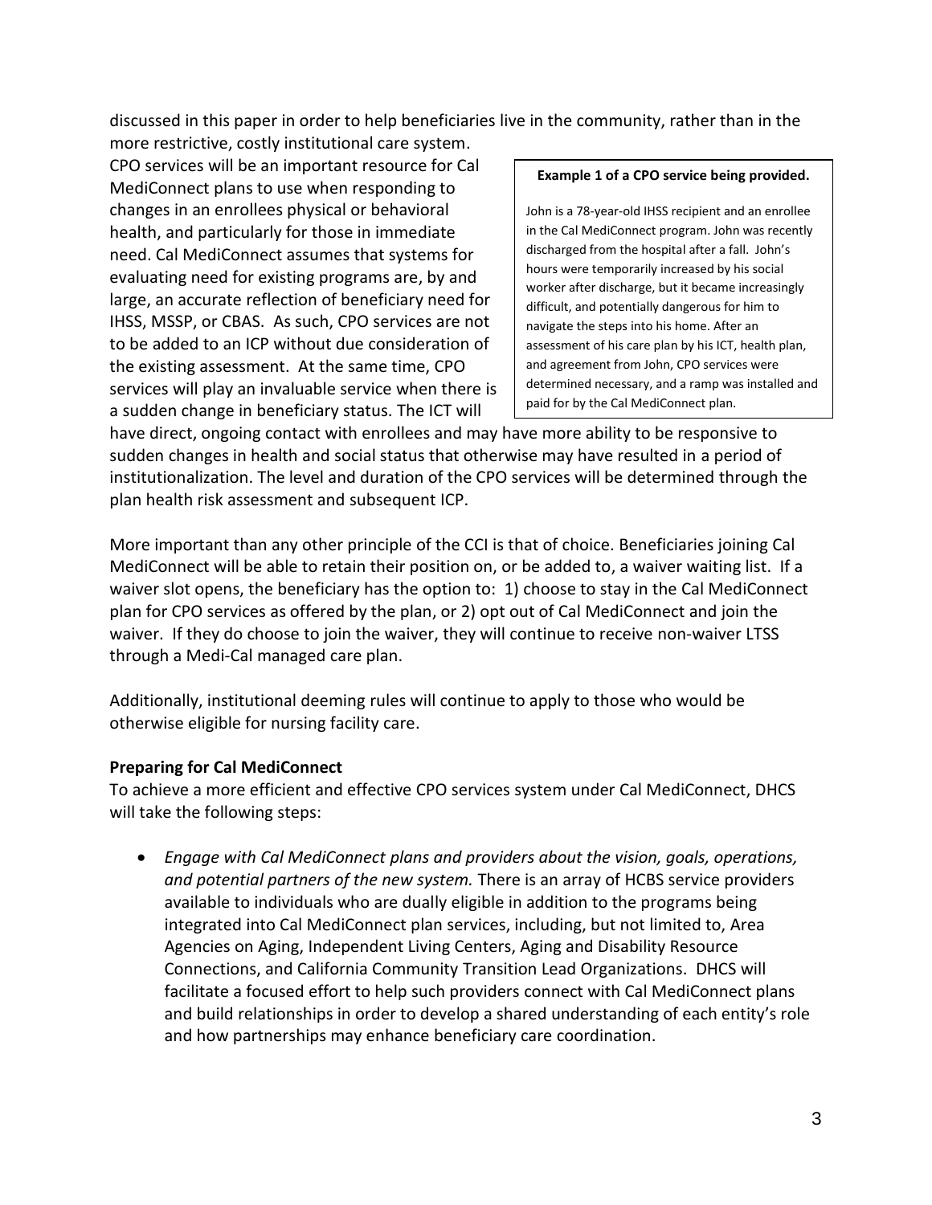discussed in this paper in order to help beneficiaries live in the community, rather than in the more restrictive, costly institutional care system. CPO services will be an important resource for Cal MediConnect plans to use when responding to changes in an enrollees physical or behavioral health, and particularly for those in immediate need. Cal MediConnect assumes that systems for evaluating need for existing programs are, by and large, an accurate reflection of beneficiary need for IHSS, MSSP, or CBAS. As such, CPO services are not to be added to an ICP without due consideration of the existing assessment. At the same time, CPO services will play an invaluable service when there is a sudden change in beneficiary status. The ICT will have direct, ongoing contact with enrollees and may have more ability to be responsive to sudden changes in health and social status that otherwise may have resulted in a period of institutionalization. The level and duration of the CPO services will be determined through the plan health risk assessment and subsequent ICP.

> **Example 1 of a CPO service being provided.**
>
> John is a 78-year-old IHSS recipient and an enrollee in the Cal MediConnect program. John was recently discharged from the hospital after a fall. John's hours were temporarily increased by his social worker after discharge, but it became increasingly difficult, and potentially dangerous for him to navigate the steps into his home. After an assessment of his care plan by his ICT, health plan, and agreement from John, CPO services were determined necessary, and a ramp was installed and paid for by the Cal MediConnect plan.

More important than any other principle of the CCI is that of choice. Beneficiaries joining Cal MediConnect will be able to retain their position on, or be added to, a waiver waiting list. If a waiver slot opens, the beneficiary has the option to: 1) choose to stay in the Cal MediConnect plan for CPO services as offered by the plan, or 2) opt out of Cal MediConnect and join the waiver. If they do choose to join the waiver, they will continue to receive non-waiver LTSS through a Medi-Cal managed care plan.

Additionally, institutional deeming rules will continue to apply to those who would be otherwise eligible for nursing facility care.

**Preparing for Cal MediConnect**

To achieve a more efficient and effective CPO services system under Cal MediConnect, DHCS will take the following steps:

- *Engage with Cal MediConnect plans and providers about the vision, goals, operations, and potential partners of the new system.* There is an array of HCBS service providers available to individuals who are dually eligible in addition to the programs being integrated into Cal MediConnect plan services, including, but not limited to, Area Agencies on Aging, Independent Living Centers, Aging and Disability Resource Connections, and California Community Transition Lead Organizations. DHCS will facilitate a focused effort to help such providers connect with Cal MediConnect plans and build relationships in order to develop a shared understanding of each entity's role and how partnerships may enhance beneficiary care coordination.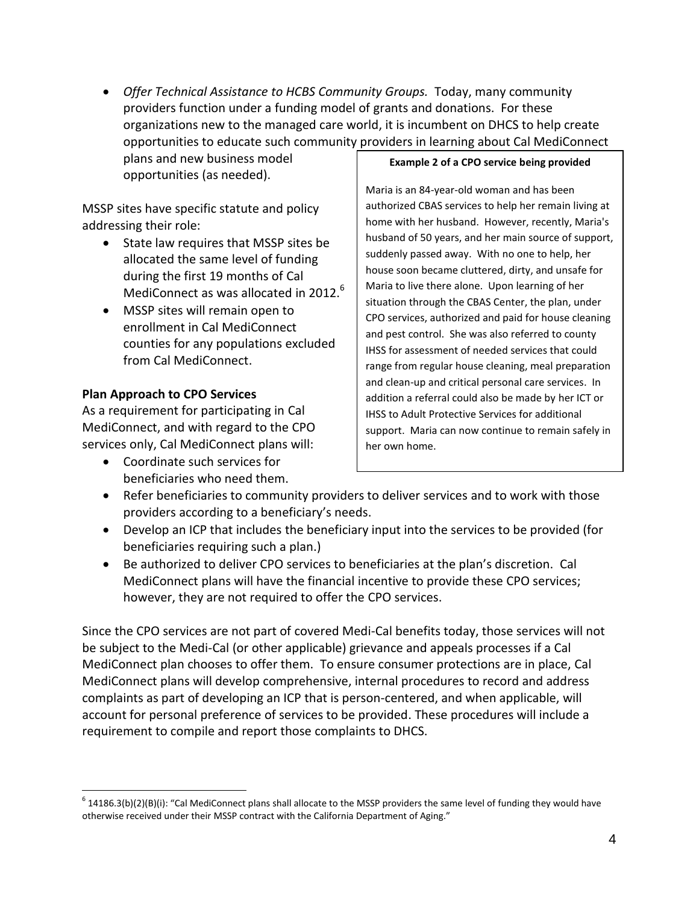- *Offer Technical Assistance to HCBS Community Groups.* Today, many community providers function under a funding model of grants and donations. For these organizations new to the managed care world, it is incumbent on DHCS to help create opportunities to educate such community providers in learning about Cal MediConnect plans and new business model opportunities (as needed).

MSSP sites have specific statute and policy addressing their role:

- State law requires that MSSP sites be allocated the same level of funding during the first 19 months of Cal MediConnect as was allocated in 2012.[6]
- MSSP sites will remain open to enrollment in Cal MediConnect counties for any populations excluded from Cal MediConnect.

> **Example 2 of a CPO service being provided**
>
> Maria is an 84-year-old woman and has been authorized CBAS services to help her remain living at home with her husband. However, recently, Maria's husband of 50 years, and her main source of support, suddenly passed away. With no one to help, her house soon became cluttered, dirty, and unsafe for Maria to live there alone. Upon learning of her situation through the CBAS Center, the plan, under CPO services, authorized and paid for house cleaning and pest control. She was also referred to county IHSS for assessment of needed services that could range from regular house cleaning, meal preparation and clean-up and critical personal care services. In addition a referral could also be made by her ICT or IHSS to Adult Protective Services for additional support. Maria can now continue to remain safely in her own home.

**Plan Approach to CPO Services**

As a requirement for participating in Cal MediConnect, and with regard to the CPO services only, Cal MediConnect plans will:

- Coordinate such services for beneficiaries who need them.
- Refer beneficiaries to community providers to deliver services and to work with those providers according to a beneficiary's needs.
- Develop an ICP that includes the beneficiary input into the services to be provided (for beneficiaries requiring such a plan.)
- Be authorized to deliver CPO services to beneficiaries at the plan's discretion. Cal MediConnect plans will have the financial incentive to provide these CPO services; however, they are not required to offer the CPO services.

Since the CPO services are not part of covered Medi-Cal benefits today, those services will not be subject to the Medi-Cal (or other applicable) grievance and appeals processes if a Cal MediConnect plan chooses to offer them. To ensure consumer protections are in place, Cal MediConnect plans will develop comprehensive, internal procedures to record and address complaints as part of developing an ICP that is person-centered, and when applicable, will account for personal preference of services to be provided. These procedures will include a requirement to compile and report those complaints to DHCS.

---

[6] 14186.3(b)(2)(B)(i): "Cal MediConnect plans shall allocate to the MSSP providers the same level of funding they would have otherwise received under their MSSP contract with the California Department of Aging."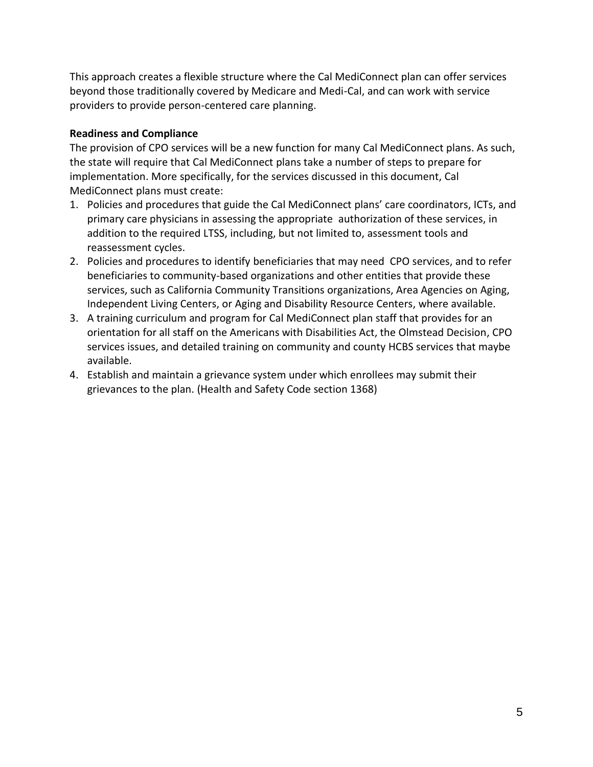This approach creates a flexible structure where the Cal MediConnect plan can offer services beyond those traditionally covered by Medicare and Medi-Cal, and can work with service providers to provide person-centered care planning.

**Readiness and Compliance**

The provision of CPO services will be a new function for many Cal MediConnect plans. As such, the state will require that Cal MediConnect plans take a number of steps to prepare for implementation. More specifically, for the services discussed in this document, Cal MediConnect plans must create:

1. Policies and procedures that guide the Cal MediConnect plans' care coordinators, ICTs, and primary care physicians in assessing the appropriate authorization of these services, in addition to the required LTSS, including, but not limited to, assessment tools and reassessment cycles.
2. Policies and procedures to identify beneficiaries that may need CPO services, and to refer beneficiaries to community-based organizations and other entities that provide these services, such as California Community Transitions organizations, Area Agencies on Aging, Independent Living Centers, or Aging and Disability Resource Centers, where available.
3. A training curriculum and program for Cal MediConnect plan staff that provides for an orientation for all staff on the Americans with Disabilities Act, the Olmstead Decision, CPO services issues, and detailed training on community and county HCBS services that maybe available.
4. Establish and maintain a grievance system under which enrollees may submit their grievances to the plan. (Health and Safety Code section 1368)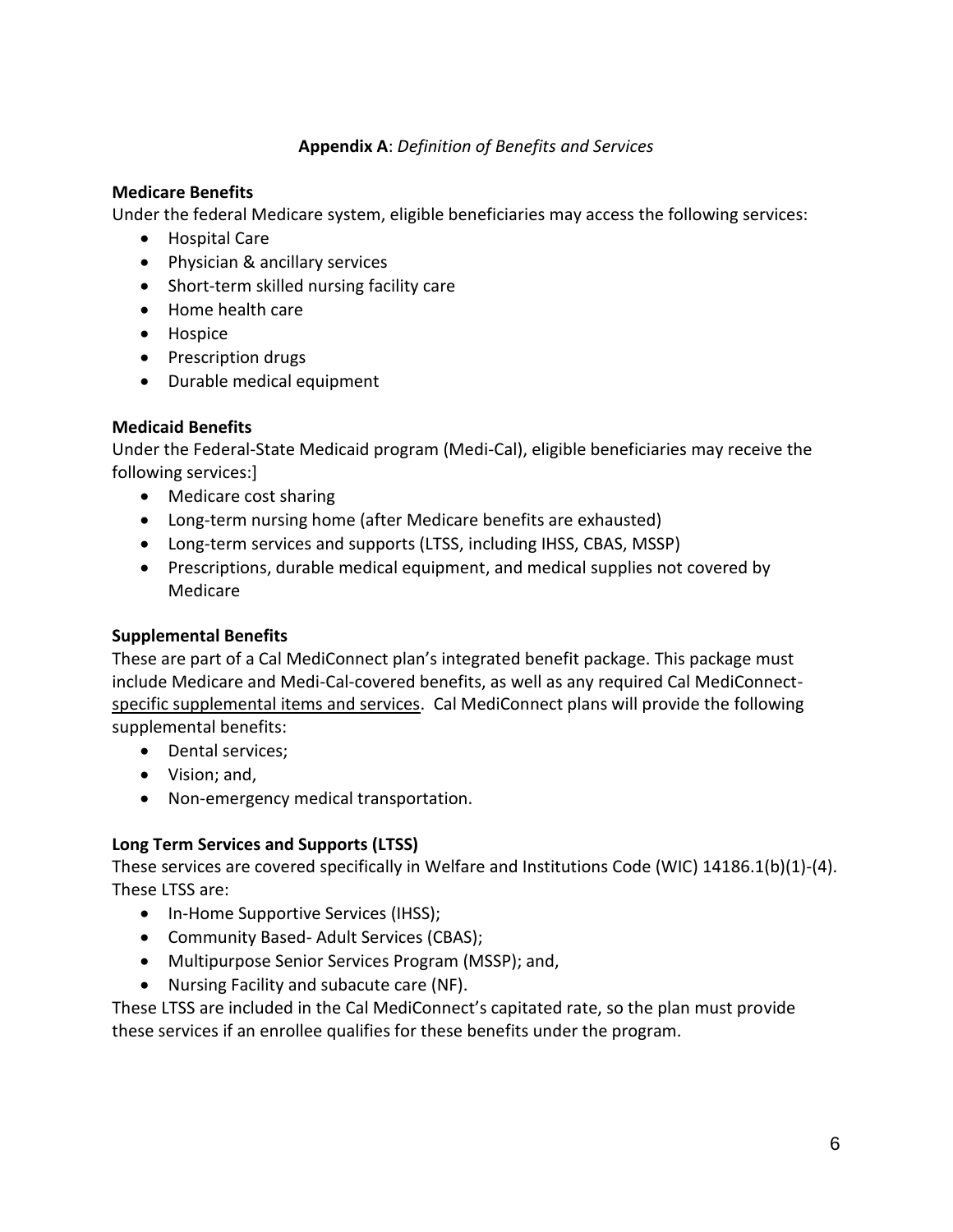**Appendix A**: *Definition of Benefits and Services*

**Medicare Benefits**

Under the federal Medicare system, eligible beneficiaries may access the following services:

- Hospital Care
- Physician & ancillary services
- Short-term skilled nursing facility care
- Home health care
- Hospice
- Prescription drugs
- Durable medical equipment

**Medicaid Benefits**

Under the Federal-State Medicaid program (Medi-Cal), eligible beneficiaries may receive the following services:]

- Medicare cost sharing
- Long-term nursing home (after Medicare benefits are exhausted)
- Long-term services and supports (LTSS, including IHSS, CBAS, MSSP)
- Prescriptions, durable medical equipment, and medical supplies not covered by Medicare

**Supplemental Benefits**

These are part of a Cal MediConnect plan's integrated benefit package. This package must include Medicare and Medi-Cal-covered benefits, as well as any required Cal MediConnect-specific supplemental items and services. Cal MediConnect plans will provide the following supplemental benefits:

- Dental services;
- Vision; and,
- Non-emergency medical transportation.

**Long Term Services and Supports (LTSS)**

These services are covered specifically in Welfare and Institutions Code (WIC) 14186.1(b)(1)-(4). These LTSS are:

- In-Home Supportive Services (IHSS);
- Community Based- Adult Services (CBAS);
- Multipurpose Senior Services Program (MSSP); and,
- Nursing Facility and subacute care (NF).

These LTSS are included in the Cal MediConnect's capitated rate, so the plan must provide these services if an enrollee qualifies for these benefits under the program.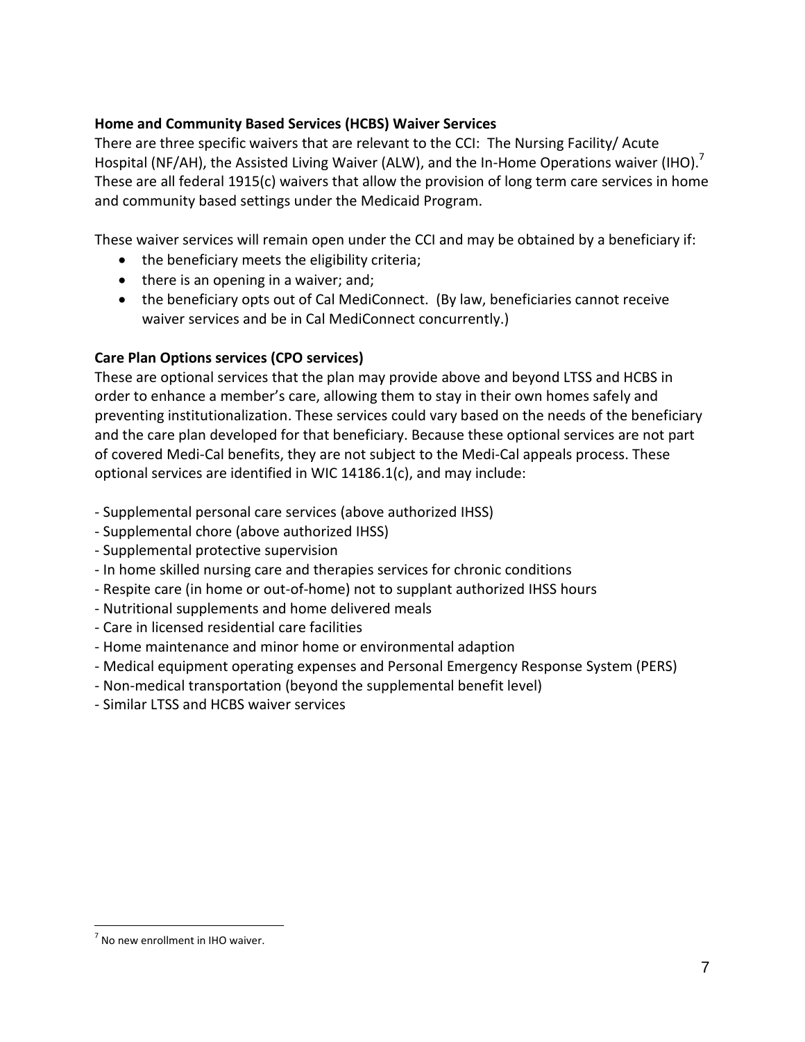**Home and Community Based Services (HCBS) Waiver Services**

There are three specific waivers that are relevant to the CCI: The Nursing Facility/ Acute Hospital (NF/AH), the Assisted Living Waiver (ALW), and the In-Home Operations waiver (IHO).[7] These are all federal 1915(c) waivers that allow the provision of long term care services in home and community based settings under the Medicaid Program.

These waiver services will remain open under the CCI and may be obtained by a beneficiary if:

- the beneficiary meets the eligibility criteria;
- there is an opening in a waiver; and;
- the beneficiary opts out of Cal MediConnect. (By law, beneficiaries cannot receive waiver services and be in Cal MediConnect concurrently.)

**Care Plan Options services (CPO services)**

These are optional services that the plan may provide above and beyond LTSS and HCBS in order to enhance a member's care, allowing them to stay in their own homes safely and preventing institutionalization. These services could vary based on the needs of the beneficiary and the care plan developed for that beneficiary. Because these optional services are not part of covered Medi-Cal benefits, they are not subject to the Medi-Cal appeals process. These optional services are identified in WIC 14186.1(c), and may include:

- Supplemental personal care services (above authorized IHSS)
- Supplemental chore (above authorized IHSS)
- Supplemental protective supervision
- In home skilled nursing care and therapies services for chronic conditions
- Respite care (in home or out-of-home) not to supplant authorized IHSS hours
- Nutritional supplements and home delivered meals
- Care in licensed residential care facilities
- Home maintenance and minor home or environmental adaption
- Medical equipment operating expenses and Personal Emergency Response System (PERS)
- Non-medical transportation (beyond the supplemental benefit level)
- Similar LTSS and HCBS waiver services

[7] No new enrollment in IHO waiver.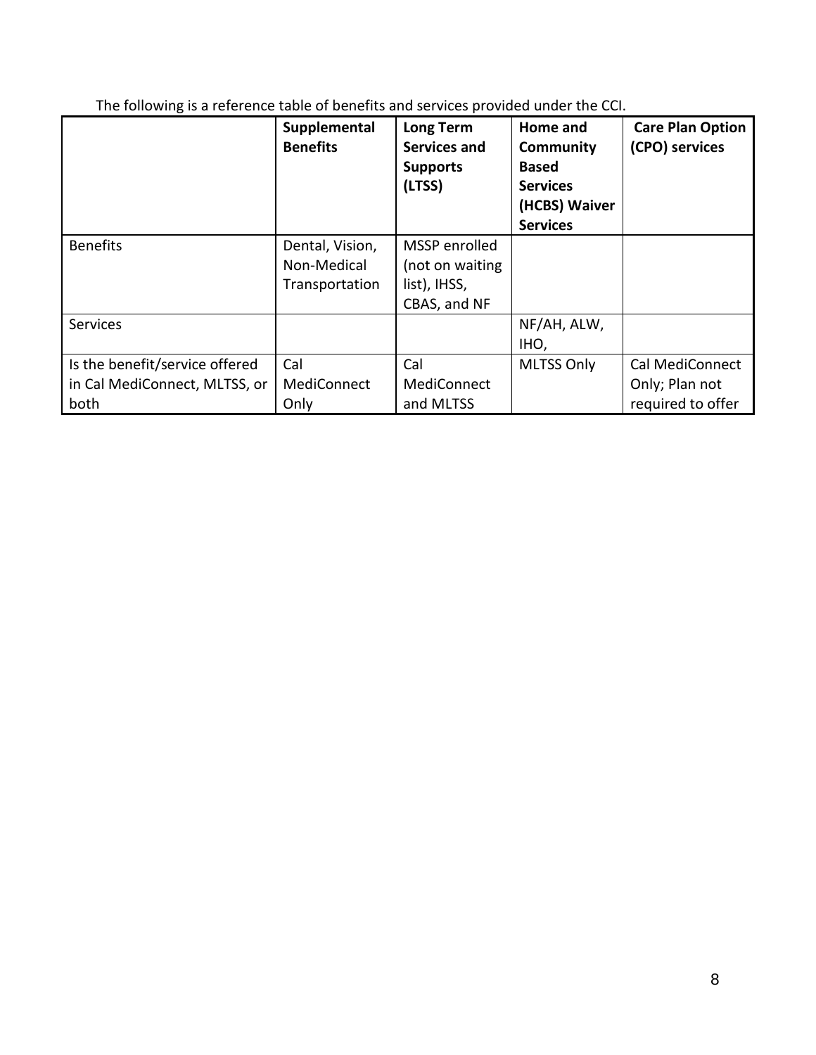The following is a reference table of benefits and services provided under the CCI.

| | **Supplemental Benefits** | **Long Term Services and Supports (LTSS)** | **Home and Community Based Services (HCBS) Waiver Services** | **Care Plan Option (CPO) services** |
|---|---|---|---|---|
| Benefits | Dental, Vision, Non-Medical Transportation | MSSP enrolled (not on waiting list), IHSS, CBAS, and NF | | |
| Services | | | NF/AH, ALW, IHO, | |
| Is the benefit/service offered in Cal MediConnect, MLTSS, or both | Cal MediConnect Only | Cal MediConnect and MLTSS | MLTSS Only | Cal MediConnect Only; Plan not required to offer |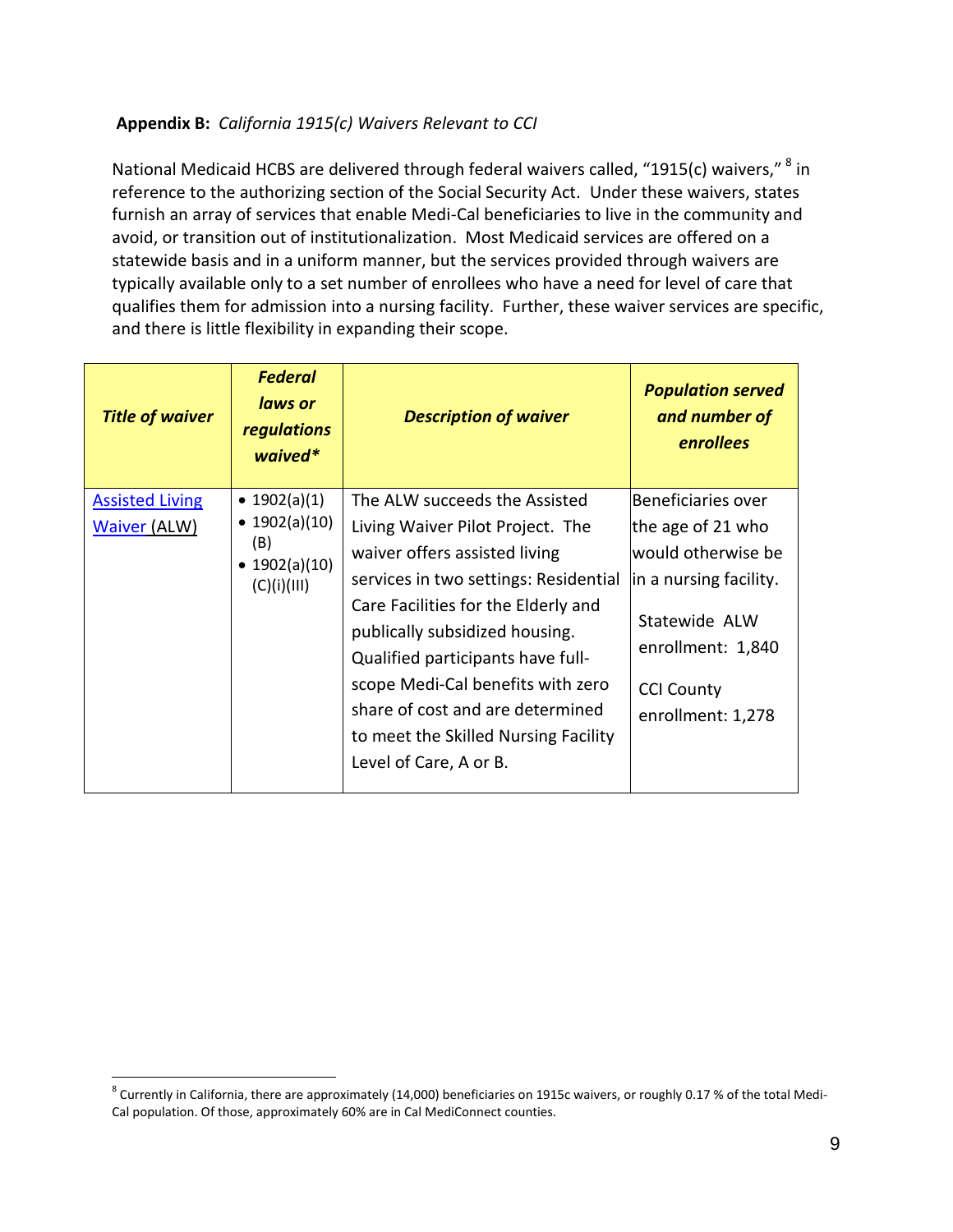**Appendix B:** *California 1915(c) Waivers Relevant to CCI*

National Medicaid HCBS are delivered through federal waivers called, "1915(c) waivers," [8] in reference to the authorizing section of the Social Security Act. Under these waivers, states furnish an array of services that enable Medi-Cal beneficiaries to live in the community and avoid, or transition out of institutionalization. Most Medicaid services are offered on a statewide basis and in a uniform manner, but the services provided through waivers are typically available only to a set number of enrollees who have a need for level of care that qualifies them for admission into a nursing facility. Further, these waiver services are specific, and there is little flexibility in expanding their scope.

| *Title of waiver* | *Federal laws or regulations waived\** | *Description of waiver* | *Population served and number of enrollees* |
|---|---|---|---|
| Assisted Living Waiver (ALW) | • 1902(a)(1)<br>• 1902(a)(10)(B)<br>• 1902(a)(10)(C)(i)(III) | The ALW succeeds the Assisted Living Waiver Pilot Project. The waiver offers assisted living services in two settings: Residential Care Facilities for the Elderly and publically subsidized housing. Qualified participants have full-scope Medi-Cal benefits with zero share of cost and are determined to meet the Skilled Nursing Facility Level of Care, A or B. | Beneficiaries over the age of 21 who would otherwise be in a nursing facility.<br><br>Statewide ALW enrollment: 1,840<br><br>CCI County enrollment: 1,278 |

[8] Currently in California, there are approximately (14,000) beneficiaries on 1915c waivers, or roughly 0.17 % of the total Medi-Cal population. Of those, approximately 60% are in Cal MediConnect counties.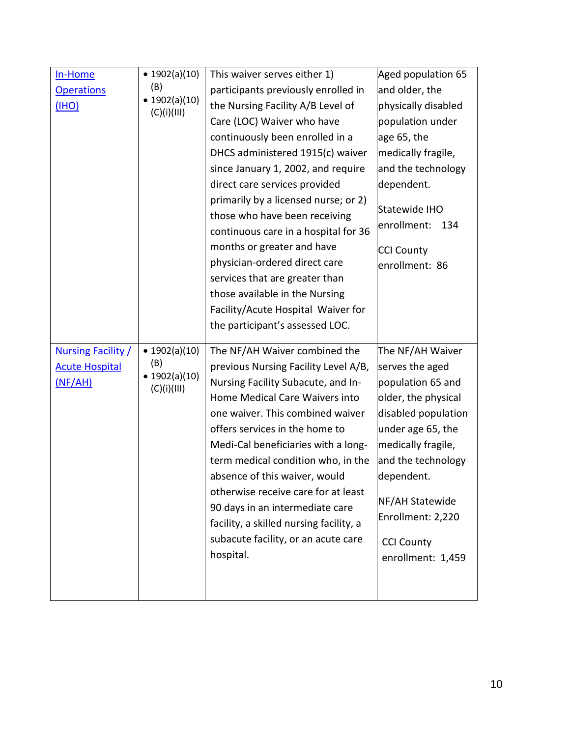| | | | |
|---|---|---|---|
| In-Home Operations (IHO) | • 1902(a)(10)(B) • 1902(a)(10)(C)(i)(III) | This waiver serves either 1) participants previously enrolled in the Nursing Facility A/B Level of Care (LOC) Waiver who have continuously been enrolled in a DHCS administered 1915(c) waiver since January 1, 2002, and require direct care services provided primarily by a licensed nurse; or 2) those who have been receiving continuous care in a hospital for 36 months or greater and have physician-ordered direct care services that are greater than those available in the Nursing Facility/Acute Hospital Waiver for the participant's assessed LOC. | Aged population 65 and older, the physically disabled population under age 65, the medically fragile, and the technology dependent. <br><br> Statewide IHO enrollment: 134 <br><br> CCI County enrollment: 86 |
| Nursing Facility / Acute Hospital (NF/AH) | • 1902(a)(10)(B) • 1902(a)(10)(C)(i)(III) | The NF/AH Waiver combined the previous Nursing Facility Level A/B, Nursing Facility Subacute, and In-Home Medical Care Waivers into one waiver. This combined waiver offers services in the home to Medi-Cal beneficiaries with a long-term medical condition who, in the absence of this waiver, would otherwise receive care for at least 90 days in an intermediate care facility, a skilled nursing facility, a subacute facility, or an acute care hospital. | The NF/AH Waiver serves the aged population 65 and older, the physical disabled population under age 65, the medically fragile, and the technology dependent. <br><br> NF/AH Statewide Enrollment: 2,220 <br><br> CCI County enrollment: 1,459 |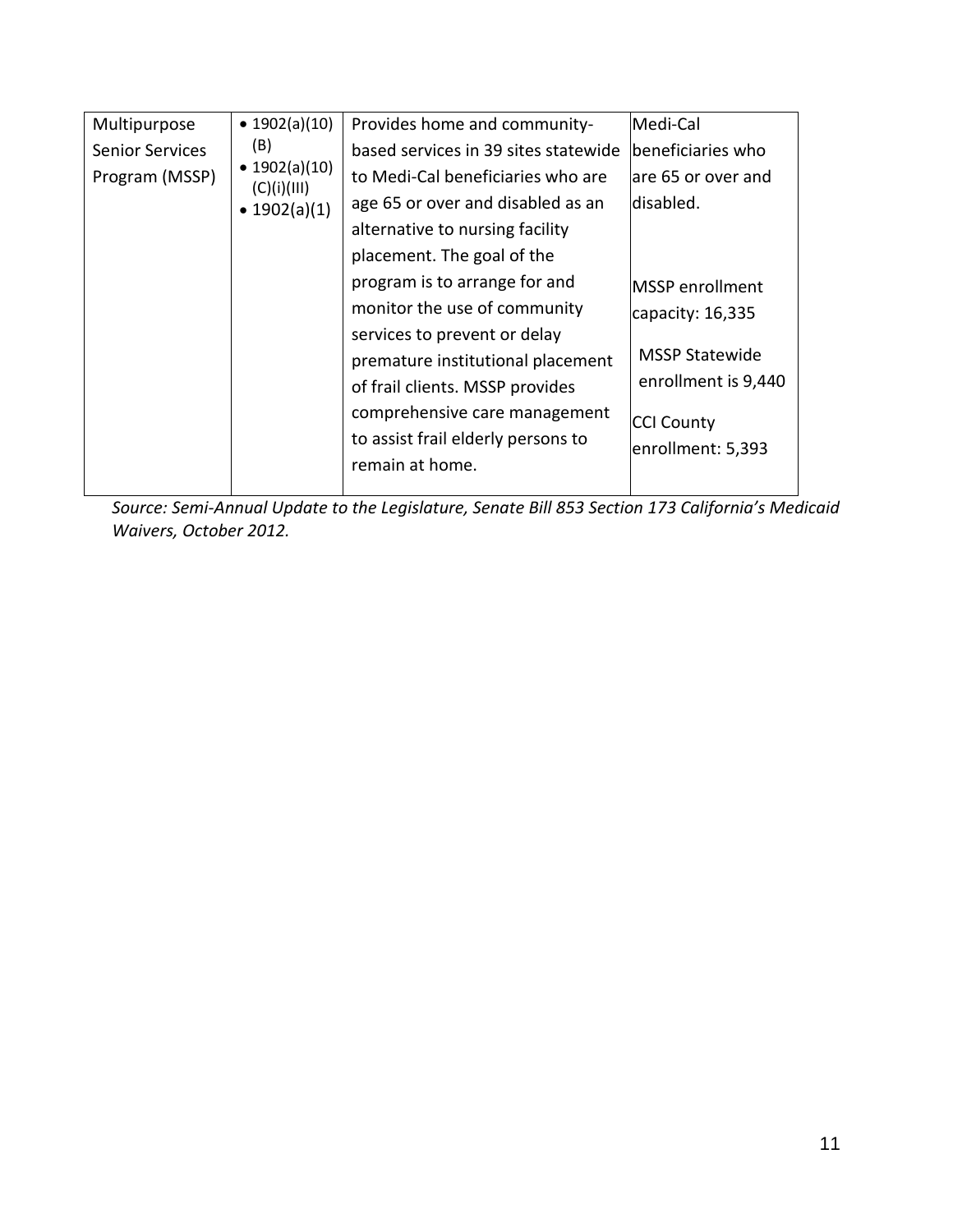| | | | |
|---|---|---|---|
| Multipurpose Senior Services Program (MSSP) | • 1902(a)(10)(B)<br>• 1902(a)(10)(C)(i)(III)<br>• 1902(a)(1) | Provides home and community-based services in 39 sites statewide to Medi-Cal beneficiaries who are age 65 or over and disabled as an alternative to nursing facility placement. The goal of the program is to arrange for and monitor the use of community services to prevent or delay premature institutional placement of frail clients. MSSP provides comprehensive care management to assist frail elderly persons to remain at home. | Medi-Cal beneficiaries who are 65 or over and disabled.<br><br>MSSP enrollment capacity: 16,335<br><br>MSSP Statewide enrollment is 9,440<br><br>CCI County enrollment: 5,393 |

*Source: Semi-Annual Update to the Legislature, Senate Bill 853 Section 173 California's Medicaid Waivers, October 2012.*